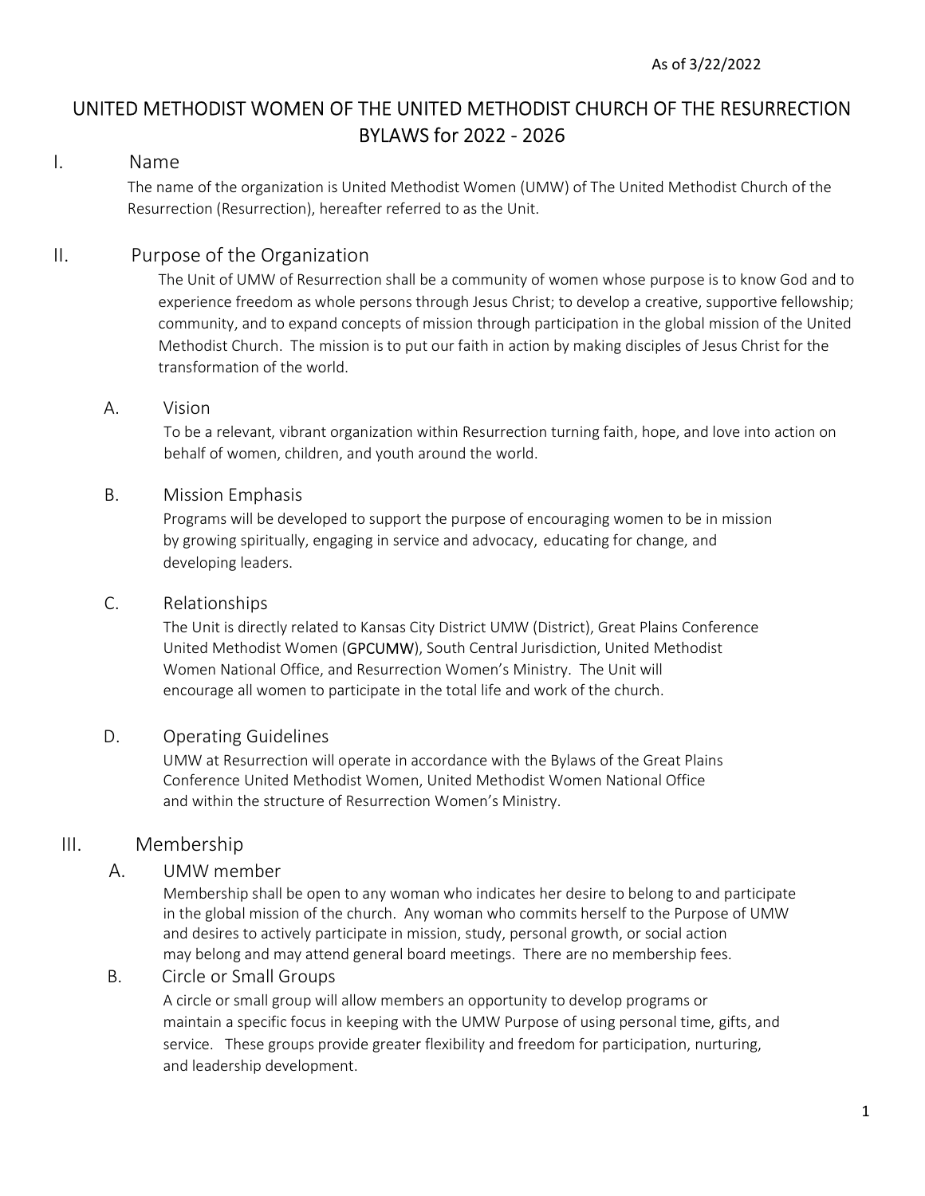As of 3/22/2022

# UNITED METHODIST WOMEN OF THE UNITED METHODIST CHURCH OF THE RESURRECTION BYLAWS for 2022 - 2026

## I. Name

The name of the organization is United Methodist Women (UMW) of The United Methodist Church of the Resurrection (Resurrection), hereafter referred to as the Unit.

## II. Purpose of the Organization

The Unit of UMW of Resurrection shall be a community of women whose purpose is to know God and to experience freedom as whole persons through Jesus Christ; to develop a creative, supportive fellowship; community, and to expand concepts of mission through participation in the global mission of the United Methodist Church. The mission is to put our faith in action by making disciples of Jesus Christ for the transformation of the world.

### A. Vision

To be a relevant, vibrant organization within Resurrection turning faith, hope, and love into action on behalf of women, children, and youth around the world.

### B. Mission Emphasis

Programs will be developed to support the purpose of encouraging women to be in mission by growing spiritually, engaging in service and advocacy, educating for change, and developing leaders.

### C. Relationships

The Unit is directly related to Kansas City District UMW (District), Great Plains Conference United Methodist Women (GPCUMW), South Central Jurisdiction, United Methodist Women National Office, and Resurrection Women's Ministry. The Unit will encourage all women to participate in the total life and work of the church.

### D. Operating Guidelines

UMW at Resurrection will operate in accordance with the Bylaws of the Great Plains Conference United Methodist Women, United Methodist Women National Office and within the structure of Resurrection Women's Ministry.

## III. Membership

### A. UMW member

Membership shall be open to any woman who indicates her desire to belong to and participate in the global mission of the church. Any woman who commits herself to the Purpose of UMW and desires to actively participate in mission, study, personal growth, or social action may belong and may attend general board meetings. There are no membership fees.

### B. Circle or Small Groups

A circle or small group will allow members an opportunity to develop programs or maintain a specific focus in keeping with the UMW Purpose of using personal time, gifts, and service. These groups provide greater flexibility and freedom for participation, nurturing, and leadership development.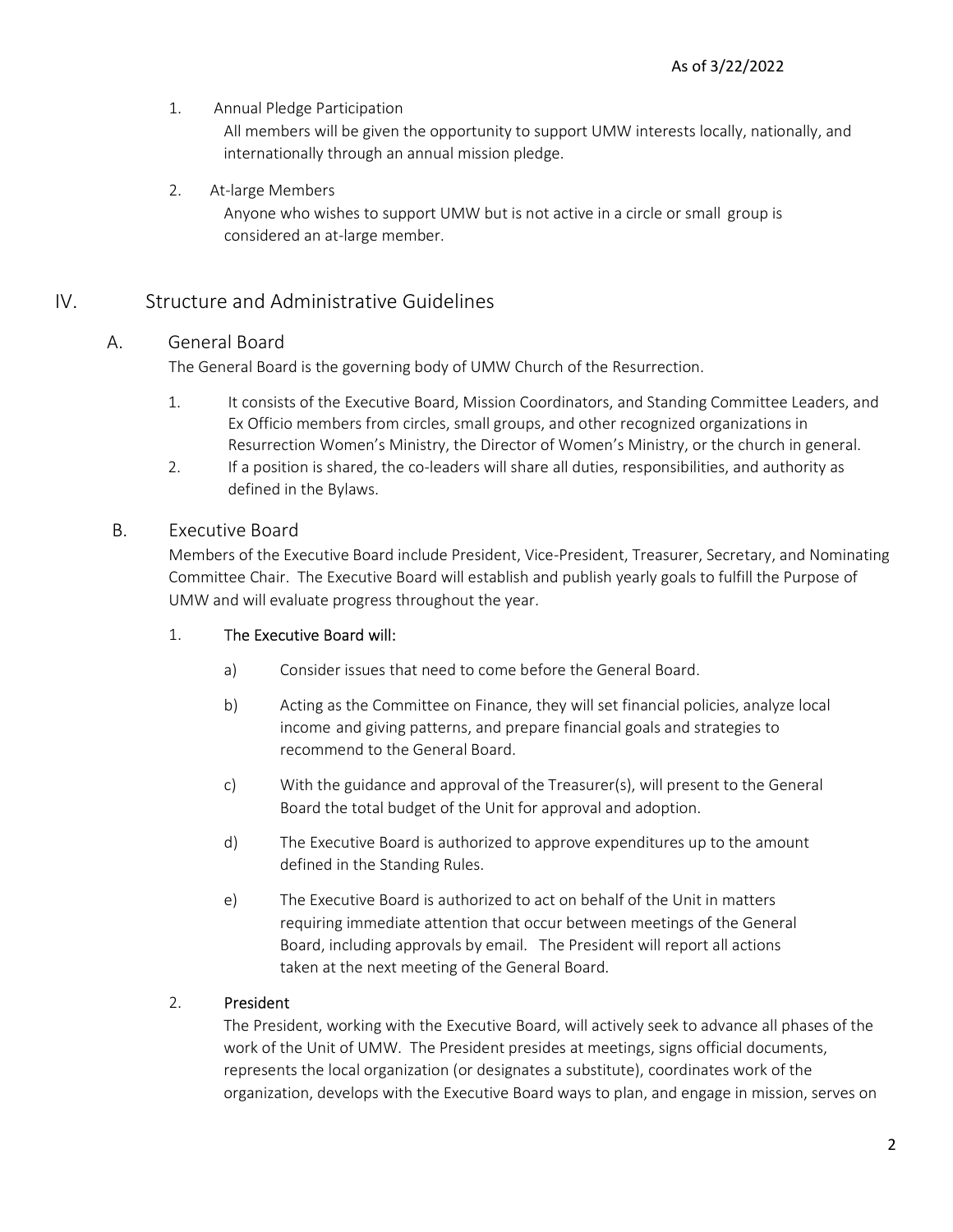1. Annual Pledge Participation

   All members will be given the opportunity to support UMW interests locally, nationally, and internationally through an annual mission pledge.

2. At-large Members

   Anyone who wishes to support UMW but is not active in a circle or small group is considered an at-large member.

# IV. Structure and Administrative Guidelines

## A. General Board

The General Board is the governing body of UMW Church of the Resurrection.

1. It consists of the Executive Board, Mission Coordinators, and Standing Committee Leaders, and Ex Officio members from circles, small groups, and other recognized organizations in Resurrection Women's Ministry, the Director of Women's Ministry, or the church in general.
2. If a position is shared, the co-leaders will share all duties, responsibilities, and authority as defined in the Bylaws.

## B. Executive Board

Members of the Executive Board include President, Vice-President, Treasurer, Secretary, and Nominating Committee Chair. The Executive Board will establish and publish yearly goals to fulfill the Purpose of UMW and will evaluate progress throughout the year.

1. **The Executive Board will:**

   a) Consider issues that need to come before the General Board.

   b) Acting as the Committee on Finance, they will set financial policies, analyze local income and giving patterns, and prepare financial goals and strategies to recommend to the General Board.

   c) With the guidance and approval of the Treasurer(s), will present to the General Board the total budget of the Unit for approval and adoption.

   d) The Executive Board is authorized to approve expenditures up to the amount defined in the Standing Rules.

   e) The Executive Board is authorized to act on behalf of the Unit in matters requiring immediate attention that occur between meetings of the General Board, including approvals by email. The President will report all actions taken at the next meeting of the General Board.

2. **President**

   The President, working with the Executive Board, will actively seek to advance all phases of the work of the Unit of UMW. The President presides at meetings, signs official documents, represents the local organization (or designates a substitute), coordinates work of the organization, develops with the Executive Board ways to plan, and engage in mission, serves on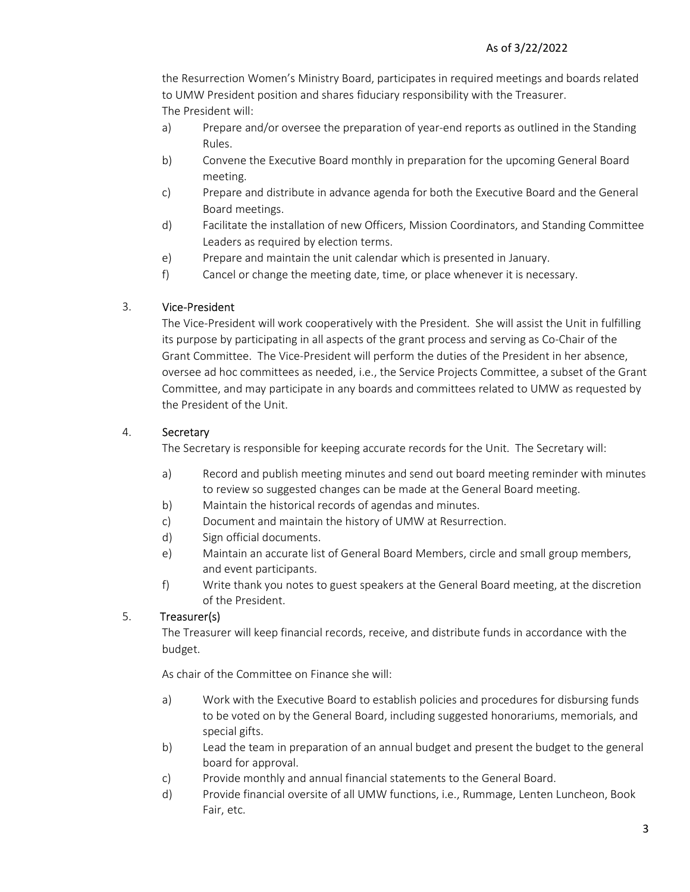the Resurrection Women's Ministry Board, participates in required meetings and boards related to UMW President position and shares fiduciary responsibility with the Treasurer.
The President will:

a) Prepare and/or oversee the preparation of year-end reports as outlined in the Standing Rules.
b) Convene the Executive Board monthly in preparation for the upcoming General Board meeting.
c) Prepare and distribute in advance agenda for both the Executive Board and the General Board meetings.
d) Facilitate the installation of new Officers, Mission Coordinators, and Standing Committee Leaders as required by election terms.
e) Prepare and maintain the unit calendar which is presented in January.
f) Cancel or change the meeting date, time, or place whenever it is necessary.

3. Vice-President

The Vice-President will work cooperatively with the President. She will assist the Unit in fulfilling its purpose by participating in all aspects of the grant process and serving as Co-Chair of the Grant Committee. The Vice-President will perform the duties of the President in her absence, oversee ad hoc committees as needed, i.e., the Service Projects Committee, a subset of the Grant Committee, and may participate in any boards and committees related to UMW as requested by the President of the Unit.

4. Secretary

The Secretary is responsible for keeping accurate records for the Unit. The Secretary will:

a) Record and publish meeting minutes and send out board meeting reminder with minutes to review so suggested changes can be made at the General Board meeting.
b) Maintain the historical records of agendas and minutes.
c) Document and maintain the history of UMW at Resurrection.
d) Sign official documents.
e) Maintain an accurate list of General Board Members, circle and small group members, and event participants.
f) Write thank you notes to guest speakers at the General Board meeting, at the discretion of the President.

5. Treasurer(s)

The Treasurer will keep financial records, receive, and distribute funds in accordance with the budget.

As chair of the Committee on Finance she will:

a) Work with the Executive Board to establish policies and procedures for disbursing funds to be voted on by the General Board, including suggested honorariums, memorials, and special gifts.
b) Lead the team in preparation of an annual budget and present the budget to the general board for approval.
c) Provide monthly and annual financial statements to the General Board.
d) Provide financial oversite of all UMW functions, i.e., Rummage, Lenten Luncheon, Book Fair, etc.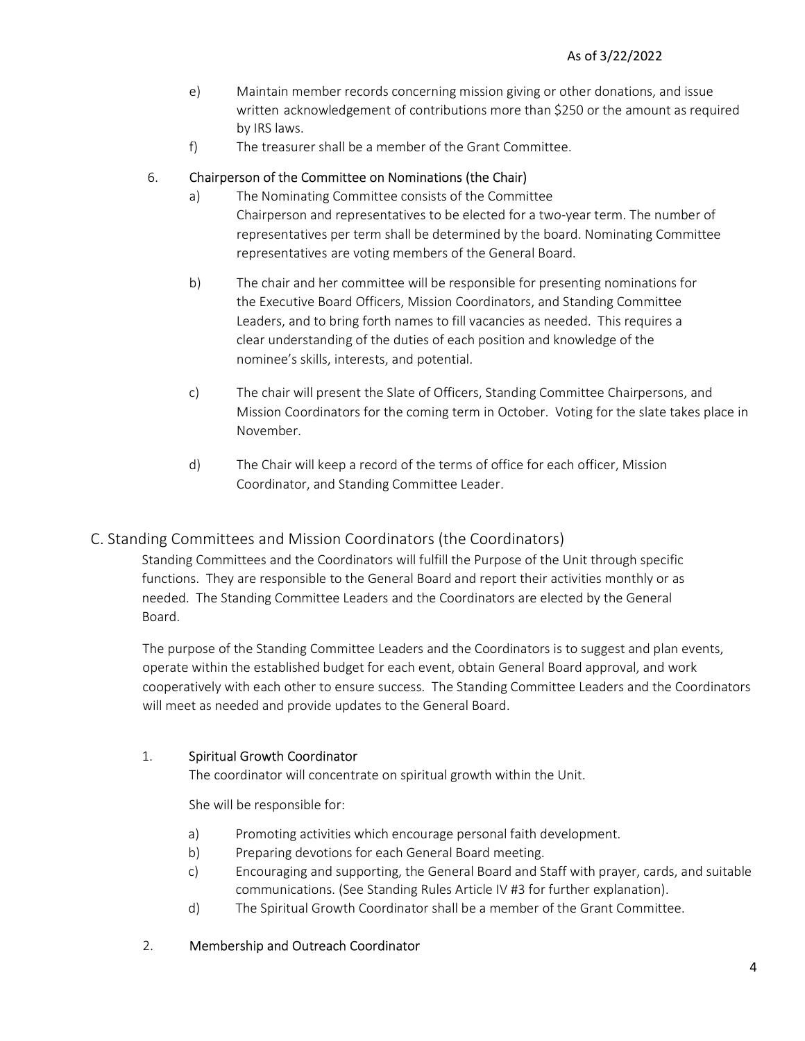e) Maintain member records concerning mission giving or other donations, and issue written acknowledgement of contributions more than $250 or the amount as required by IRS laws.

f) The treasurer shall be a member of the Grant Committee.

6. **Chairperson of the Committee on Nominations (the Chair)**

    a) The Nominating Committee consists of the Committee Chairperson and representatives to be elected for a two-year term. The number of representatives per term shall be determined by the board. Nominating Committee representatives are voting members of the General Board.

    b) The chair and her committee will be responsible for presenting nominations for the Executive Board Officers, Mission Coordinators, and Standing Committee Leaders, and to bring forth names to fill vacancies as needed. This requires a clear understanding of the duties of each position and knowledge of the nominee's skills, interests, and potential.

    c) The chair will present the Slate of Officers, Standing Committee Chairpersons, and Mission Coordinators for the coming term in October. Voting for the slate takes place in November.

    d) The Chair will keep a record of the terms of office for each officer, Mission Coordinator, and Standing Committee Leader.

## C. Standing Committees and Mission Coordinators (the Coordinators)

Standing Committees and the Coordinators will fulfill the Purpose of the Unit through specific functions. They are responsible to the General Board and report their activities monthly or as needed. The Standing Committee Leaders and the Coordinators are elected by the General Board.

The purpose of the Standing Committee Leaders and the Coordinators is to suggest and plan events, operate within the established budget for each event, obtain General Board approval, and work cooperatively with each other to ensure success. The Standing Committee Leaders and the Coordinators will meet as needed and provide updates to the General Board.

1. **Spiritual Growth Coordinator**

    The coordinator will concentrate on spiritual growth within the Unit.

    She will be responsible for:

    a) Promoting activities which encourage personal faith development.

    b) Preparing devotions for each General Board meeting.

    c) Encouraging and supporting, the General Board and Staff with prayer, cards, and suitable communications. (See Standing Rules Article IV #3 for further explanation).

    d) The Spiritual Growth Coordinator shall be a member of the Grant Committee.

2. **Membership and Outreach Coordinator**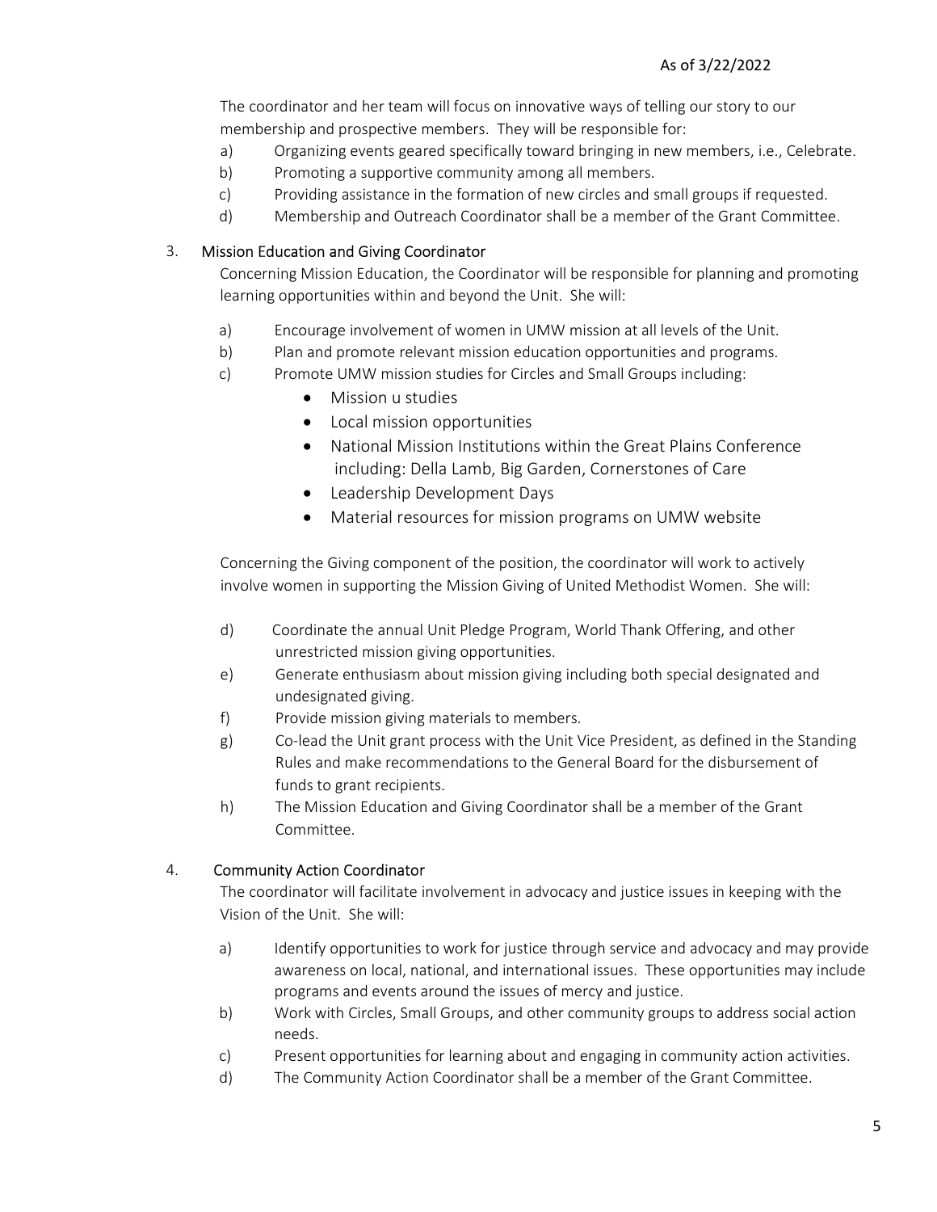The coordinator and her team will focus on innovative ways of telling our story to our membership and prospective members. They will be responsible for:

a) Organizing events geared specifically toward bringing in new members, i.e., Celebrate.
b) Promoting a supportive community among all members.
c) Providing assistance in the formation of new circles and small groups if requested.
d) Membership and Outreach Coordinator shall be a member of the Grant Committee.

3. Mission Education and Giving Coordinator

Concerning Mission Education, the Coordinator will be responsible for planning and promoting learning opportunities within and beyond the Unit. She will:

a) Encourage involvement of women in UMW mission at all levels of the Unit.
b) Plan and promote relevant mission education opportunities and programs.
c) Promote UMW mission studies for Circles and Small Groups including:
   - Mission u studies
   - Local mission opportunities
   - National Mission Institutions within the Great Plains Conference including: Della Lamb, Big Garden, Cornerstones of Care
   - Leadership Development Days
   - Material resources for mission programs on UMW website

Concerning the Giving component of the position, the coordinator will work to actively involve women in supporting the Mission Giving of United Methodist Women. She will:

d) Coordinate the annual Unit Pledge Program, World Thank Offering, and other unrestricted mission giving opportunities.
e) Generate enthusiasm about mission giving including both special designated and undesignated giving.
f) Provide mission giving materials to members.
g) Co-lead the Unit grant process with the Unit Vice President, as defined in the Standing Rules and make recommendations to the General Board for the disbursement of funds to grant recipients.
h) The Mission Education and Giving Coordinator shall be a member of the Grant Committee.

4. Community Action Coordinator

The coordinator will facilitate involvement in advocacy and justice issues in keeping with the Vision of the Unit. She will:

a) Identify opportunities to work for justice through service and advocacy and may provide awareness on local, national, and international issues. These opportunities may include programs and events around the issues of mercy and justice.
b) Work with Circles, Small Groups, and other community groups to address social action needs.
c) Present opportunities for learning about and engaging in community action activities.
d) The Community Action Coordinator shall be a member of the Grant Committee.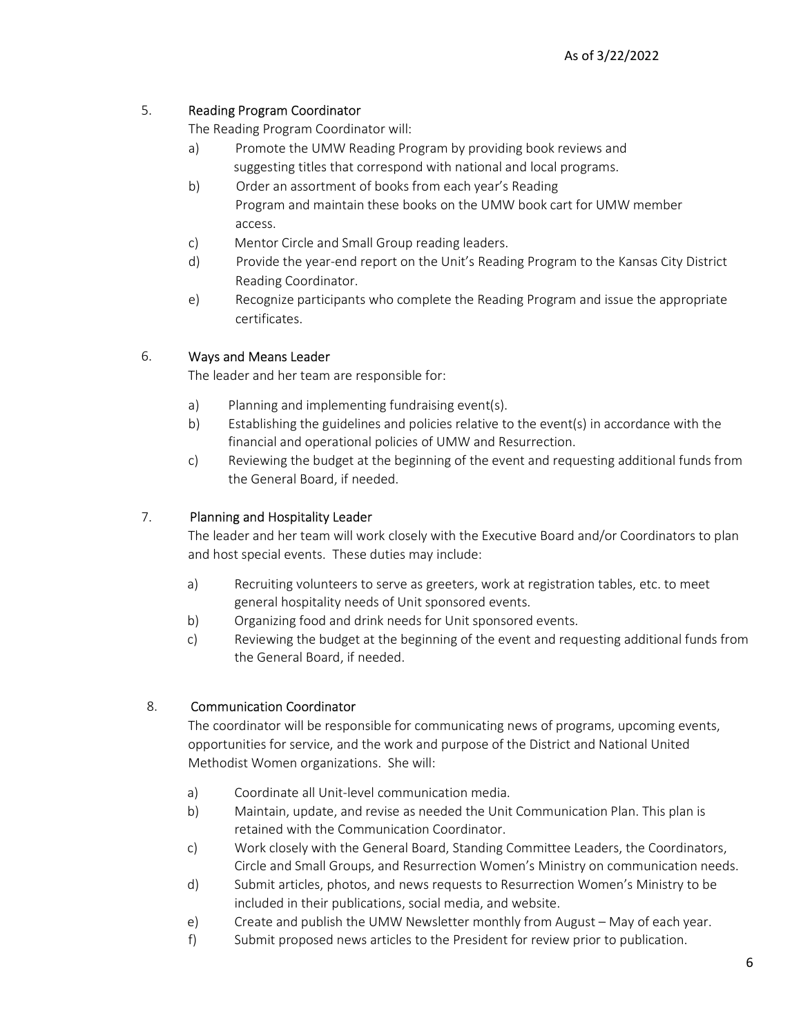5. **Reading Program Coordinator**

The Reading Program Coordinator will:

a) Promote the UMW Reading Program by providing book reviews and suggesting titles that correspond with national and local programs.
b) Order an assortment of books from each year's Reading Program and maintain these books on the UMW book cart for UMW member access.
c) Mentor Circle and Small Group reading leaders.
d) Provide the year-end report on the Unit's Reading Program to the Kansas City District Reading Coordinator.
e) Recognize participants who complete the Reading Program and issue the appropriate certificates.

6. **Ways and Means Leader**

The leader and her team are responsible for:

a) Planning and implementing fundraising event(s).
b) Establishing the guidelines and policies relative to the event(s) in accordance with the financial and operational policies of UMW and Resurrection.
c) Reviewing the budget at the beginning of the event and requesting additional funds from the General Board, if needed.

7. **Planning and Hospitality Leader**

The leader and her team will work closely with the Executive Board and/or Coordinators to plan and host special events. These duties may include:

a) Recruiting volunteers to serve as greeters, work at registration tables, etc. to meet general hospitality needs of Unit sponsored events.
b) Organizing food and drink needs for Unit sponsored events.
c) Reviewing the budget at the beginning of the event and requesting additional funds from the General Board, if needed.

8. **Communication Coordinator**

The coordinator will be responsible for communicating news of programs, upcoming events, opportunities for service, and the work and purpose of the District and National United Methodist Women organizations. She will:

a) Coordinate all Unit-level communication media.
b) Maintain, update, and revise as needed the Unit Communication Plan. This plan is retained with the Communication Coordinator.
c) Work closely with the General Board, Standing Committee Leaders, the Coordinators, Circle and Small Groups, and Resurrection Women's Ministry on communication needs.
d) Submit articles, photos, and news requests to Resurrection Women's Ministry to be included in their publications, social media, and website.
e) Create and publish the UMW Newsletter monthly from August – May of each year.
f) Submit proposed news articles to the President for review prior to publication.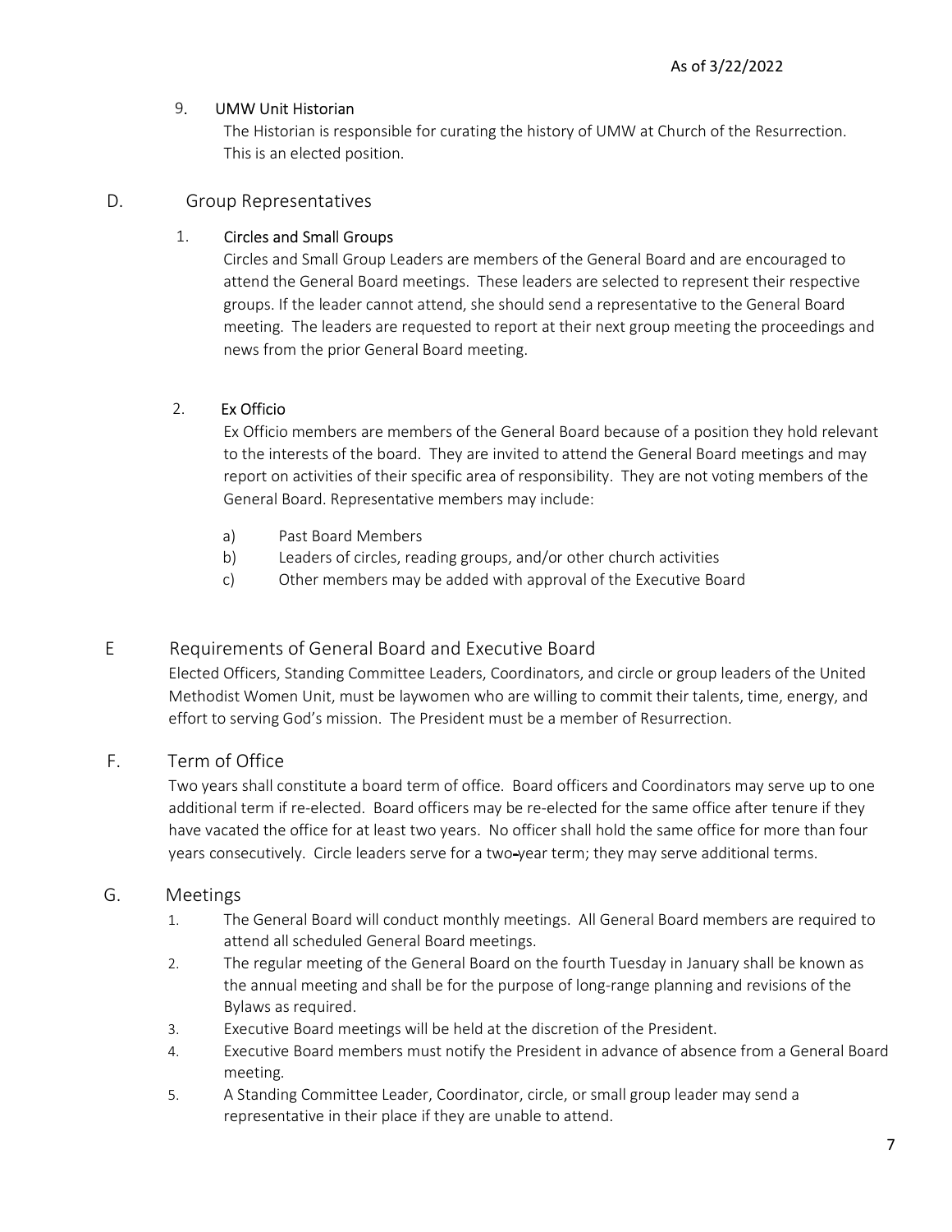9. UMW Unit Historian

   The Historian is responsible for curating the history of UMW at Church of the Resurrection. This is an elected position.

## D. Group Representatives

1. Circles and Small Groups

   Circles and Small Group Leaders are members of the General Board and are encouraged to attend the General Board meetings. These leaders are selected to represent their respective groups. If the leader cannot attend, she should send a representative to the General Board meeting. The leaders are requested to report at their next group meeting the proceedings and news from the prior General Board meeting.

2. Ex Officio

   Ex Officio members are members of the General Board because of a position they hold relevant to the interests of the board. They are invited to attend the General Board meetings and may report on activities of their specific area of responsibility. They are not voting members of the General Board. Representative members may include:

   a) Past Board Members
   b) Leaders of circles, reading groups, and/or other church activities
   c) Other members may be added with approval of the Executive Board

## E Requirements of General Board and Executive Board

Elected Officers, Standing Committee Leaders, Coordinators, and circle or group leaders of the United Methodist Women Unit, must be laywomen who are willing to commit their talents, time, energy, and effort to serving God's mission. The President must be a member of Resurrection.

## F. Term of Office

Two years shall constitute a board term of office. Board officers and Coordinators may serve up to one additional term if re-elected. Board officers may be re-elected for the same office after tenure if they have vacated the office for at least two years. No officer shall hold the same office for more than four years consecutively. Circle leaders serve for a two-year term; they may serve additional terms.

## G. Meetings

1. The General Board will conduct monthly meetings. All General Board members are required to attend all scheduled General Board meetings.
2. The regular meeting of the General Board on the fourth Tuesday in January shall be known as the annual meeting and shall be for the purpose of long-range planning and revisions of the Bylaws as required.
3. Executive Board meetings will be held at the discretion of the President.
4. Executive Board members must notify the President in advance of absence from a General Board meeting.
5. A Standing Committee Leader, Coordinator, circle, or small group leader may send a representative in their place if they are unable to attend.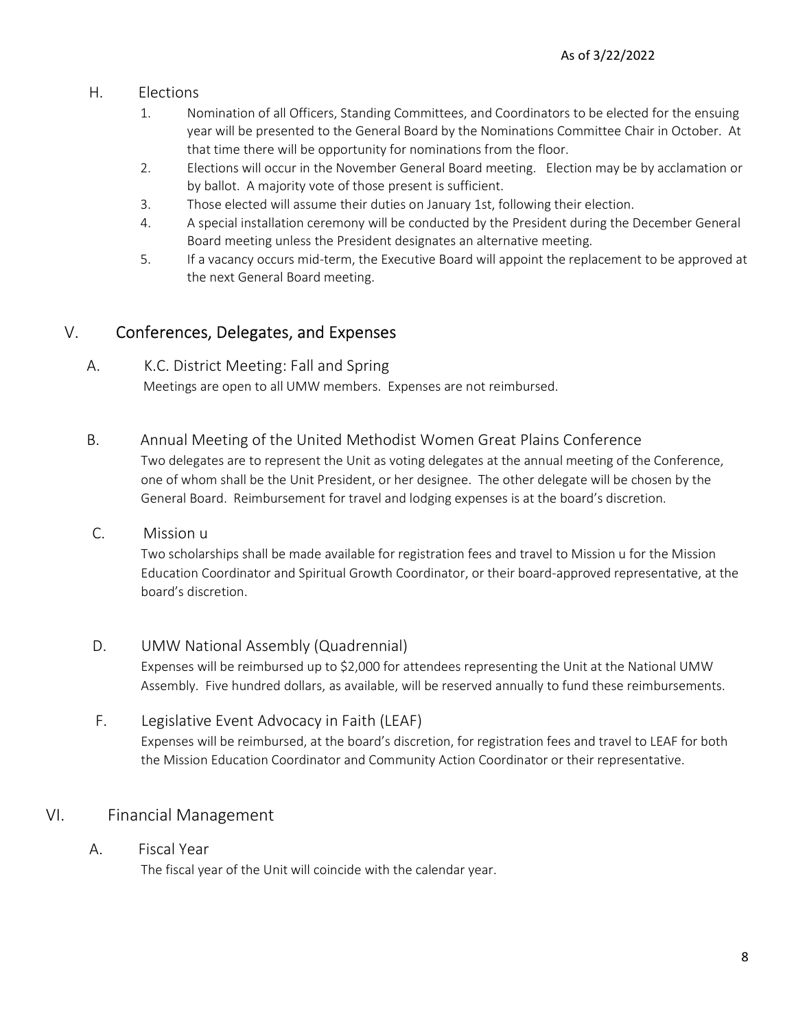### H. Elections

1. Nomination of all Officers, Standing Committees, and Coordinators to be elected for the ensuing year will be presented to the General Board by the Nominations Committee Chair in October. At that time there will be opportunity for nominations from the floor.
2. Elections will occur in the November General Board meeting. Election may be by acclamation or by ballot. A majority vote of those present is sufficient.
3. Those elected will assume their duties on January 1st, following their election.
4. A special installation ceremony will be conducted by the President during the December General Board meeting unless the President designates an alternative meeting.
5. If a vacancy occurs mid-term, the Executive Board will appoint the replacement to be approved at the next General Board meeting.

## V. Conferences, Delegates, and Expenses

### A. K.C. District Meeting: Fall and Spring

Meetings are open to all UMW members. Expenses are not reimbursed.

### B. Annual Meeting of the United Methodist Women Great Plains Conference

Two delegates are to represent the Unit as voting delegates at the annual meeting of the Conference, one of whom shall be the Unit President, or her designee. The other delegate will be chosen by the General Board. Reimbursement for travel and lodging expenses is at the board's discretion.

### C. Mission u

Two scholarships shall be made available for registration fees and travel to Mission u for the Mission Education Coordinator and Spiritual Growth Coordinator, or their board-approved representative, at the board's discretion.

### D. UMW National Assembly (Quadrennial)

Expenses will be reimbursed up to $2,000 for attendees representing the Unit at the National UMW Assembly. Five hundred dollars, as available, will be reserved annually to fund these reimbursements.

### F. Legislative Event Advocacy in Faith (LEAF)

Expenses will be reimbursed, at the board's discretion, for registration fees and travel to LEAF for both the Mission Education Coordinator and Community Action Coordinator or their representative.

## VI. Financial Management

### A. Fiscal Year

The fiscal year of the Unit will coincide with the calendar year.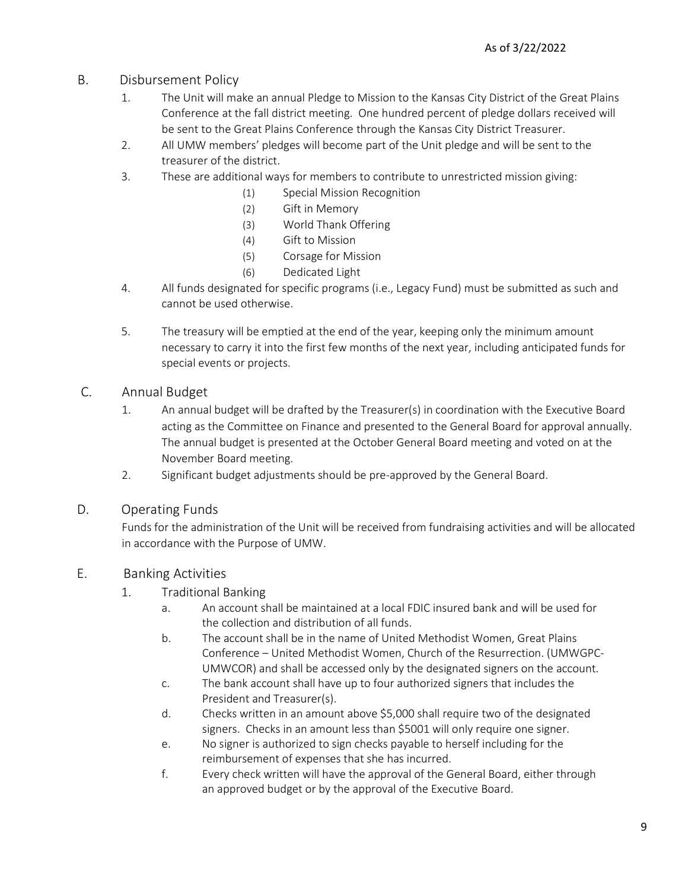## B. Disbursement Policy

1. The Unit will make an annual Pledge to Mission to the Kansas City District of the Great Plains Conference at the fall district meeting. One hundred percent of pledge dollars received will be sent to the Great Plains Conference through the Kansas City District Treasurer.
2. All UMW members' pledges will become part of the Unit pledge and will be sent to the treasurer of the district.
3. These are additional ways for members to contribute to unrestricted mission giving:
   - (1) Special Mission Recognition
   - (2) Gift in Memory
   - (3) World Thank Offering
   - (4) Gift to Mission
   - (5) Corsage for Mission
   - (6) Dedicated Light
4. All funds designated for specific programs (i.e., Legacy Fund) must be submitted as such and cannot be used otherwise.
5. The treasury will be emptied at the end of the year, keeping only the minimum amount necessary to carry it into the first few months of the next year, including anticipated funds for special events or projects.

## C. Annual Budget

1. An annual budget will be drafted by the Treasurer(s) in coordination with the Executive Board acting as the Committee on Finance and presented to the General Board for approval annually. The annual budget is presented at the October General Board meeting and voted on at the November Board meeting.
2. Significant budget adjustments should be pre-approved by the General Board.

## D. Operating Funds

Funds for the administration of the Unit will be received from fundraising activities and will be allocated in accordance with the Purpose of UMW.

## E. Banking Activities

1. Traditional Banking
   - a. An account shall be maintained at a local FDIC insured bank and will be used for the collection and distribution of all funds.
   - b. The account shall be in the name of United Methodist Women, Great Plains Conference – United Methodist Women, Church of the Resurrection. (UMWGPC-UMWCOR) and shall be accessed only by the designated signers on the account.
   - c. The bank account shall have up to four authorized signers that includes the President and Treasurer(s).
   - d. Checks written in an amount above $5,000 shall require two of the designated signers. Checks in an amount less than $5001 will only require one signer.
   - e. No signer is authorized to sign checks payable to herself including for the reimbursement of expenses that she has incurred.
   - f. Every check written will have the approval of the General Board, either through an approved budget or by the approval of the Executive Board.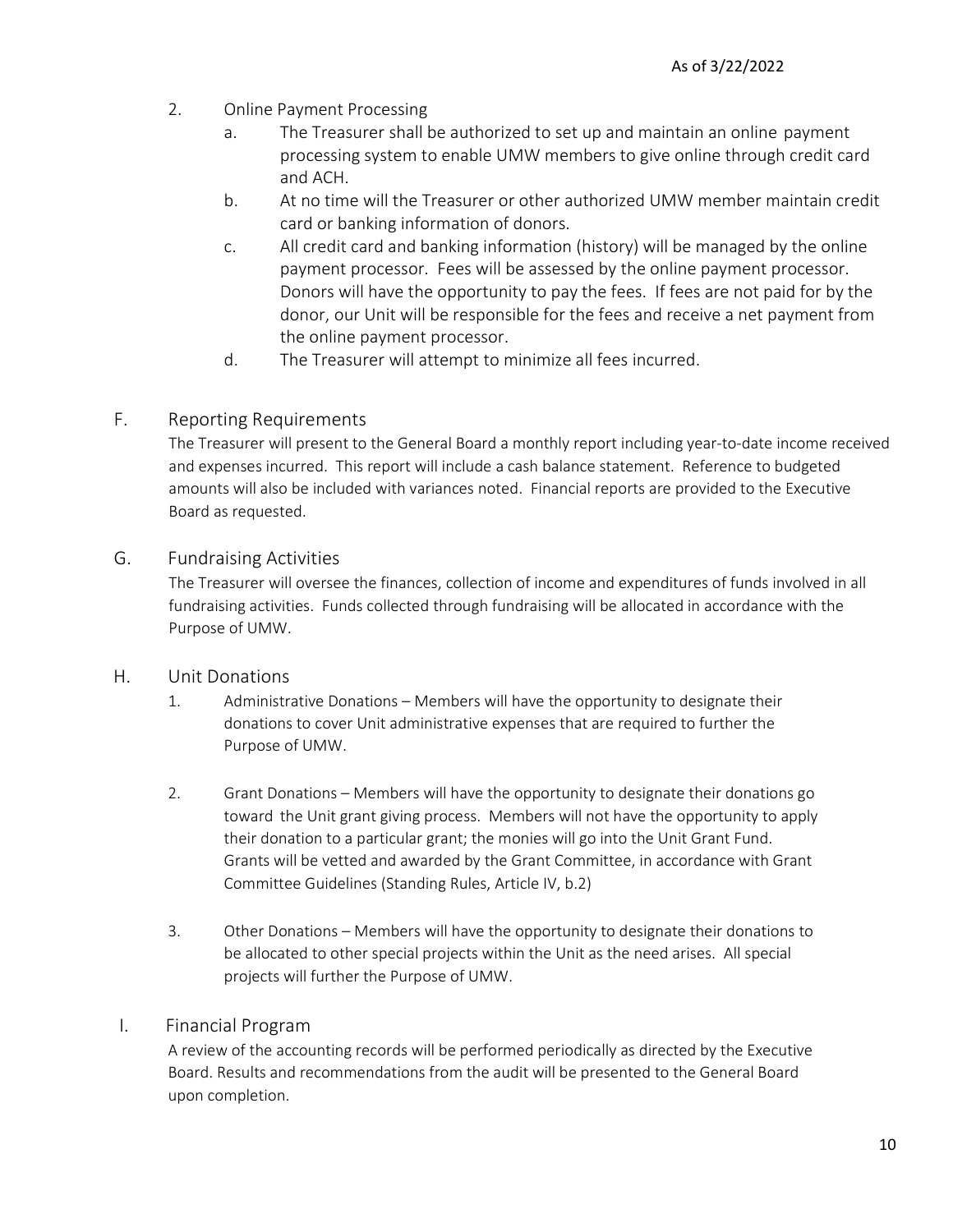2. Online Payment Processing
   a. The Treasurer shall be authorized to set up and maintain an online payment processing system to enable UMW members to give online through credit card and ACH.
   b. At no time will the Treasurer or other authorized UMW member maintain credit card or banking information of donors.
   c. All credit card and banking information (history) will be managed by the online payment processor. Fees will be assessed by the online payment processor. Donors will have the opportunity to pay the fees. If fees are not paid for by the donor, our Unit will be responsible for the fees and receive a net payment from the online payment processor.
   d. The Treasurer will attempt to minimize all fees incurred.

## F. Reporting Requirements

The Treasurer will present to the General Board a monthly report including year-to-date income received and expenses incurred. This report will include a cash balance statement. Reference to budgeted amounts will also be included with variances noted. Financial reports are provided to the Executive Board as requested.

## G. Fundraising Activities

The Treasurer will oversee the finances, collection of income and expenditures of funds involved in all fundraising activities. Funds collected through fundraising will be allocated in accordance with the Purpose of UMW.

## H. Unit Donations

1. Administrative Donations – Members will have the opportunity to designate their donations to cover Unit administrative expenses that are required to further the Purpose of UMW.

2. Grant Donations – Members will have the opportunity to designate their donations go toward the Unit grant giving process. Members will not have the opportunity to apply their donation to a particular grant; the monies will go into the Unit Grant Fund. Grants will be vetted and awarded by the Grant Committee, in accordance with Grant Committee Guidelines (Standing Rules, Article IV, b.2)

3. Other Donations – Members will have the opportunity to designate their donations to be allocated to other special projects within the Unit as the need arises. All special projects will further the Purpose of UMW.

## I. Financial Program

A review of the accounting records will be performed periodically as directed by the Executive Board. Results and recommendations from the audit will be presented to the General Board upon completion.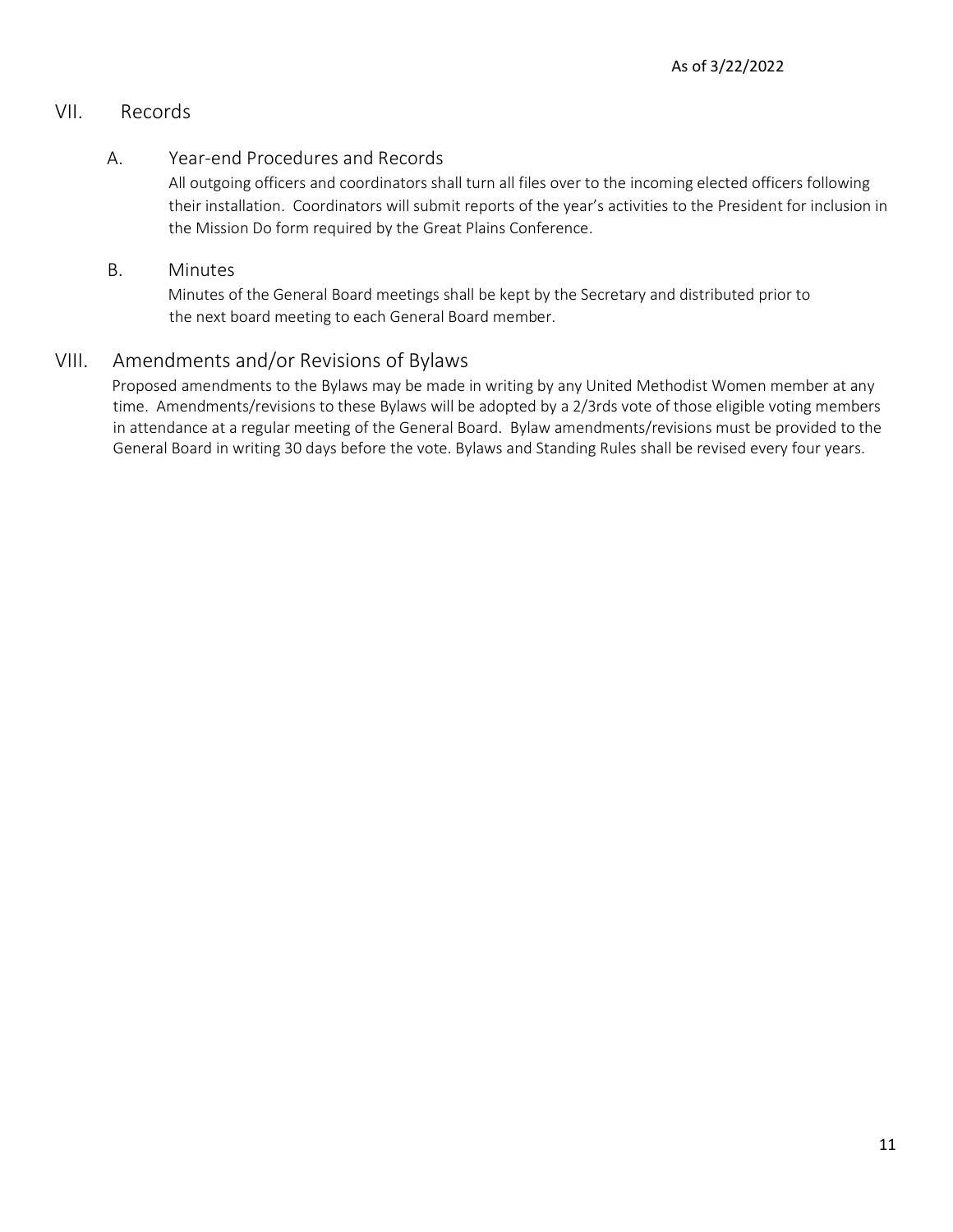## VII. Records

### A. Year-end Procedures and Records

All outgoing officers and coordinators shall turn all files over to the incoming elected officers following their installation. Coordinators will submit reports of the year's activities to the President for inclusion in the Mission Do form required by the Great Plains Conference.

### B. Minutes

Minutes of the General Board meetings shall be kept by the Secretary and distributed prior to the next board meeting to each General Board member.

## VIII. Amendments and/or Revisions of Bylaws

Proposed amendments to the Bylaws may be made in writing by any United Methodist Women member at any time. Amendments/revisions to these Bylaws will be adopted by a 2/3rds vote of those eligible voting members in attendance at a regular meeting of the General Board. Bylaw amendments/revisions must be provided to the General Board in writing 30 days before the vote. Bylaws and Standing Rules shall be revised every four years.